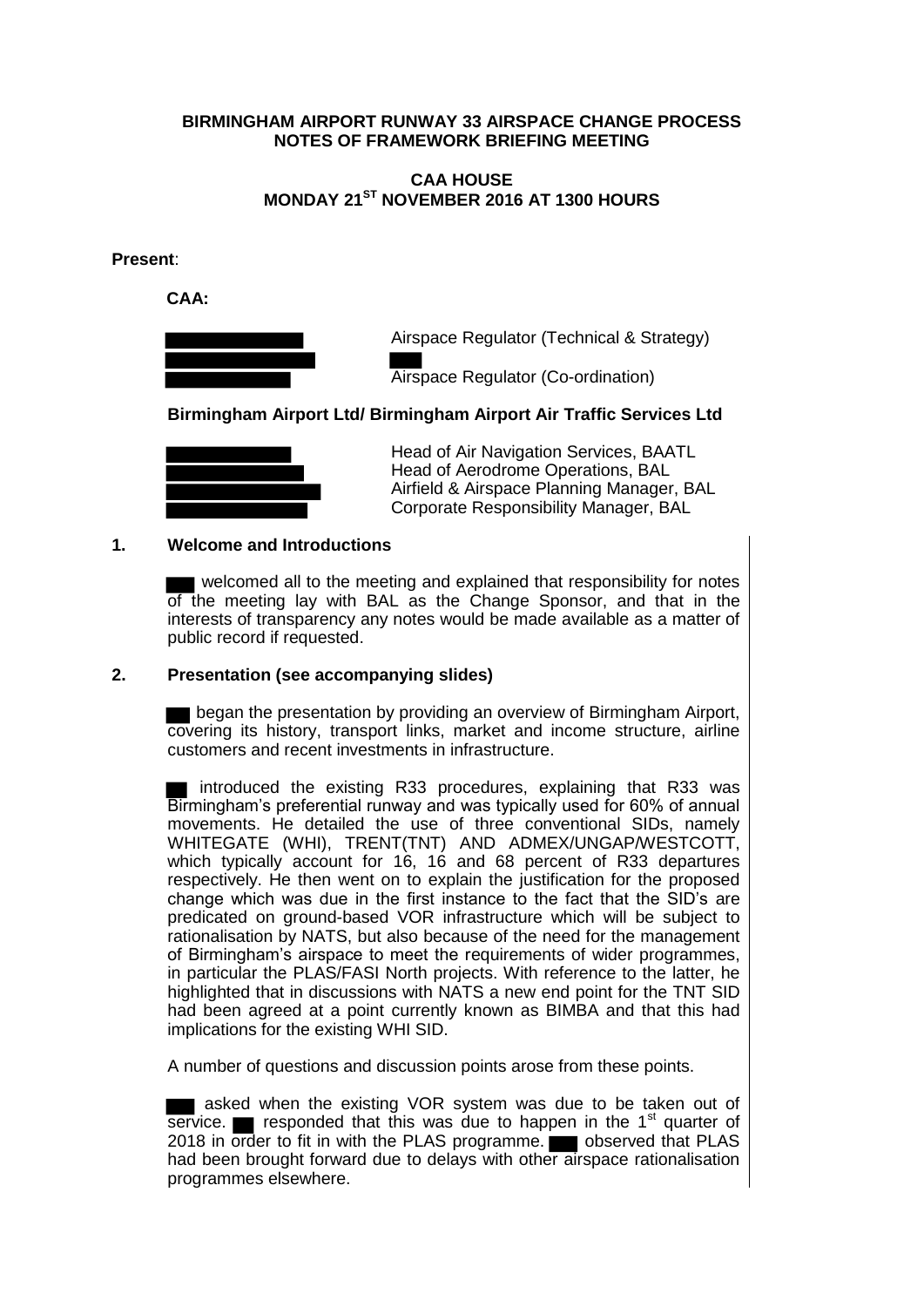**BIRMINGHAM AIRPORT RUNWAY 33 AIRSPACE CHANGE PROCESS**
**NOTES OF FRAMEWORK BRIEFING MEETING**

**CAA HOUSE**
**MONDAY 21ST NOVEMBER 2016 AT 1300 HOURS**

**Present**:

**CAA:**

█████ Airspace Regulator (Technical & Strategy)
█████ ███
█████ Airspace Regulator (Co-ordination)

**Birmingham Airport Ltd/ Birmingham Airport Air Traffic Services Ltd**

█████ Head of Air Navigation Services, BAATL
█████ Head of Aerodrome Operations, BAL
█████ Airfield & Airspace Planning Manager, BAL
█████ Corporate Responsibility Manager, BAL

## 1. Welcome and Introductions

███ welcomed all to the meeting and explained that responsibility for notes of the meeting lay with BAL as the Change Sponsor, and that in the interests of transparency any notes would be made available as a matter of public record if requested.

## 2. Presentation (see accompanying slides)

███ began the presentation by providing an overview of Birmingham Airport, covering its history, transport links, market and income structure, airline customers and recent investments in infrastructure.

███ introduced the existing R33 procedures, explaining that R33 was Birmingham's preferential runway and was typically used for 60% of annual movements. He detailed the use of three conventional SIDs, namely WHITEGATE (WHI), TRENT(TNT) AND ADMEX/UNGAP/WESTCOTT, which typically account for 16, 16 and 68 percent of R33 departures respectively. He then went on to explain the justification for the proposed change which was due in the first instance to the fact that the SID's are predicated on ground-based VOR infrastructure which will be subject to rationalisation by NATS, but also because of the need for the management of Birmingham's airspace to meet the requirements of wider programmes, in particular the PLAS/FASI North projects. With reference to the latter, he highlighted that in discussions with NATS a new end point for the TNT SID had been agreed at a point currently known as BIMBA and that this had implications for the existing WHI SID.

A number of questions and discussion points arose from these points.

███ asked when the existing VOR system was due to be taken out of service. ███ responded that this was due to happen in the 1st quarter of 2018 in order to fit in with the PLAS programme. ███ observed that PLAS had been brought forward due to delays with other airspace rationalisation programmes elsewhere.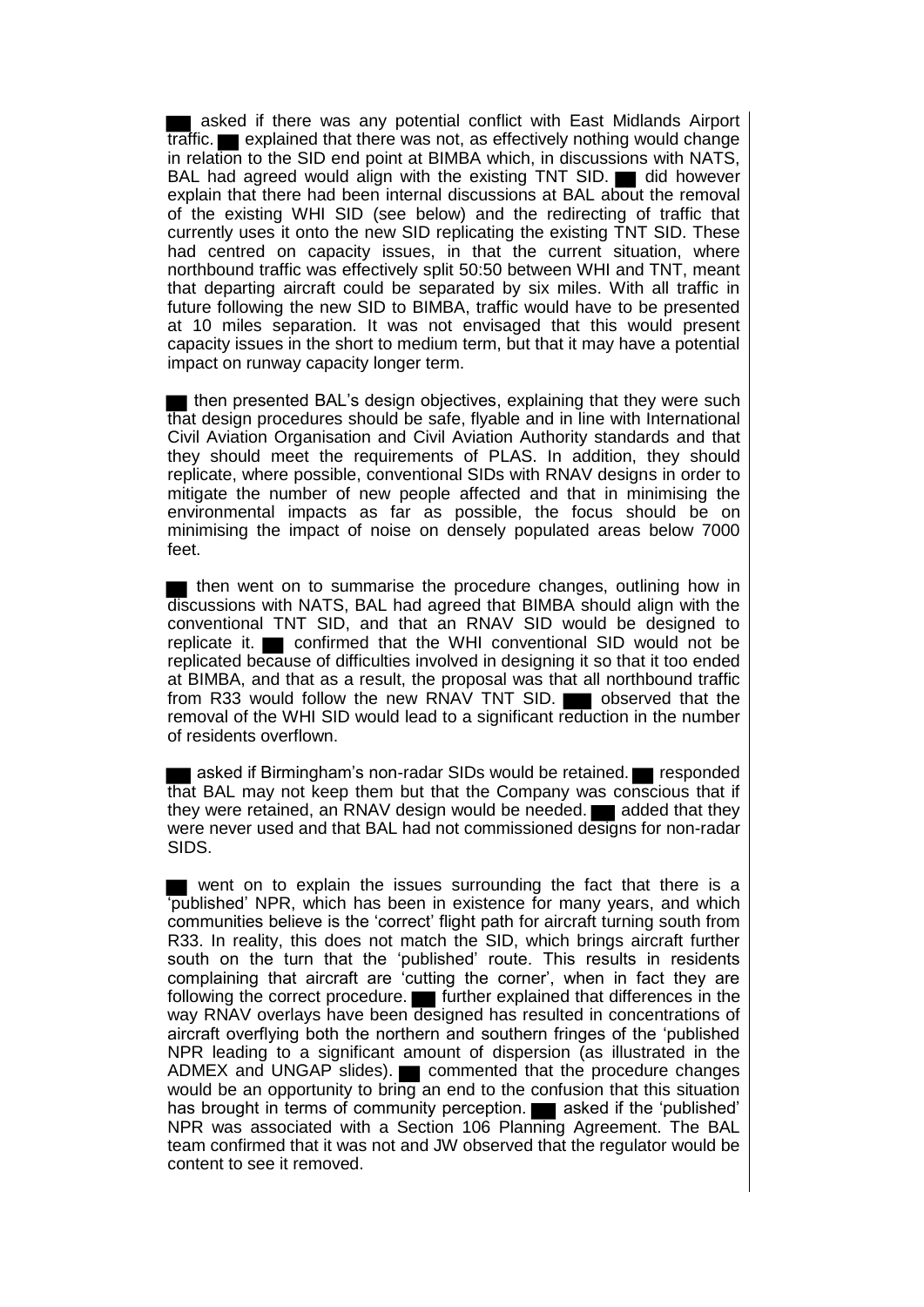██ asked if there was any potential conflict with East Midlands Airport traffic. ██ explained that there was not, as effectively nothing would change in relation to the SID end point at BIMBA which, in discussions with NATS, BAL had agreed would align with the existing TNT SID. ██ did however explain that there had been internal discussions at BAL about the removal of the existing WHI SID (see below) and the redirecting of traffic that currently uses it onto the new SID replicating the existing TNT SID. These had centred on capacity issues, in that the current situation, where northbound traffic was effectively split 50:50 between WHI and TNT, meant that departing aircraft could be separated by six miles. With all traffic in future following the new SID to BIMBA, traffic would have to be presented at 10 miles separation. It was not envisaged that this would present capacity issues in the short to medium term, but that it may have a potential impact on runway capacity longer term.

██ then presented BAL's design objectives, explaining that they were such that design procedures should be safe, flyable and in line with International Civil Aviation Organisation and Civil Aviation Authority standards and that they should meet the requirements of PLAS. In addition, they should replicate, where possible, conventional SIDs with RNAV designs in order to mitigate the number of new people affected and that in minimising the environmental impacts as far as possible, the focus should be on minimising the impact of noise on densely populated areas below 7000 feet.

██ then went on to summarise the procedure changes, outlining how in discussions with NATS, BAL had agreed that BIMBA should align with the conventional TNT SID, and that an RNAV SID would be designed to replicate it. ██ confirmed that the WHI conventional SID would not be replicated because of difficulties involved in designing it so that it too ended at BIMBA, and that as a result, the proposal was that all northbound traffic from R33 would follow the new RNAV TNT SID. ██ observed that the removal of the WHI SID would lead to a significant reduction in the number of residents overflown.

██ asked if Birmingham's non-radar SIDs would be retained. ██ responded that BAL may not keep them but that the Company was conscious that if they were retained, an RNAV design would be needed. ██ added that they were never used and that BAL had not commissioned designs for non-radar SIDS.

██ went on to explain the issues surrounding the fact that there is a 'published' NPR, which has been in existence for many years, and which communities believe is the 'correct' flight path for aircraft turning south from R33. In reality, this does not match the SID, which brings aircraft further south on the turn that the 'published' route. This results in residents complaining that aircraft are 'cutting the corner', when in fact they are following the correct procedure. ██ further explained that differences in the way RNAV overlays have been designed has resulted in concentrations of aircraft overflying both the northern and southern fringes of the 'published NPR leading to a significant amount of dispersion (as illustrated in the ADMEX and UNGAP slides). ██ commented that the procedure changes would be an opportunity to bring an end to the confusion that this situation has brought in terms of community perception. ██ asked if the 'published' NPR was associated with a Section 106 Planning Agreement. The BAL team confirmed that it was not and JW observed that the regulator would be content to see it removed.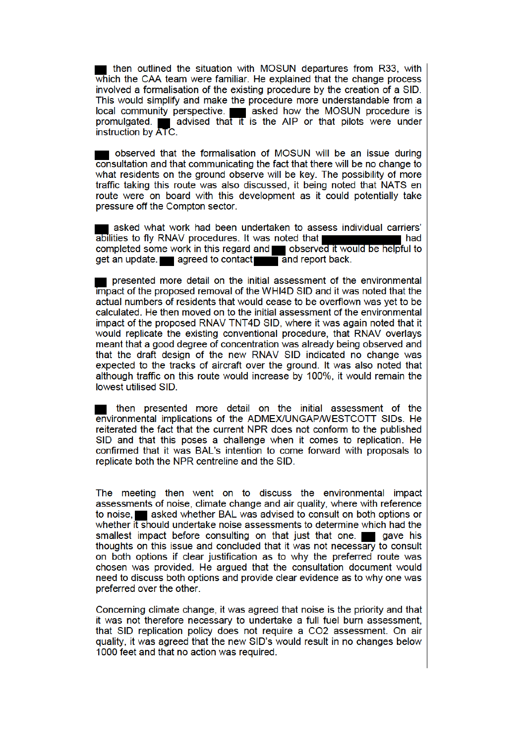█ then outlined the situation with MOSUN departures from R33, with which the CAA team were familiar. He explained that the change process involved a formalisation of the existing procedure by the creation of a SID. This would simplify and make the procedure more understandable from a local community perspective. █ asked how the MOSUN procedure is promulgated. █ advised that it is the AIP or that pilots were under instruction by ATC.

█ observed that the formalisation of MOSUN will be an issue during consultation and that communicating the fact that there will be no change to what residents on the ground observe will be key. The possibility of more traffic taking this route was also discussed, it being noted that NATS en route were on board with this development as it could potentially take pressure off the Compton sector.

█ asked what work had been undertaken to assess individual carriers' abilities to fly RNAV procedures. It was noted that █ had completed some work in this regard and █ observed it would be helpful to get an update. █ agreed to contact █ and report back.

█ presented more detail on the initial assessment of the environmental impact of the proposed removal of the WHI4D SID and it was noted that the actual numbers of residents that would cease to be overflown was yet to be calculated. He then moved on to the initial assessment of the environmental impact of the proposed RNAV TNT4D SID, where it was again noted that it would replicate the existing conventional procedure, that RNAV overlays meant that a good degree of concentration was already being observed and that the draft design of the new RNAV SID indicated no change was expected to the tracks of aircraft over the ground. It was also noted that although traffic on this route would increase by 100%, it would remain the lowest utilised SID.

█ then presented more detail on the initial assessment of the environmental implications of the ADMEX/UNGAP/WESTCOTT SIDs. He reiterated the fact that the current NPR does not conform to the published SID and that this poses a challenge when it comes to replication. He confirmed that it was BAL's intention to come forward with proposals to replicate both the NPR centreline and the SID.

The meeting then went on to discuss the environmental impact assessments of noise, climate change and air quality, where with reference to noise, █ asked whether BAL was advised to consult on both options or whether it should undertake noise assessments to determine which had the smallest impact before consulting on that just that one. █ gave his thoughts on this issue and concluded that it was not necessary to consult on both options if clear justification as to why the preferred route was chosen was provided. He argued that the consultation document would need to discuss both options and provide clear evidence as to why one was preferred over the other.

Concerning climate change, it was agreed that noise is the priority and that it was not therefore necessary to undertake a full fuel burn assessment, that SID replication policy does not require a $CO_2$ assessment. On air quality, it was agreed that the new SID's would result in no changes below 1000 feet and that no action was required.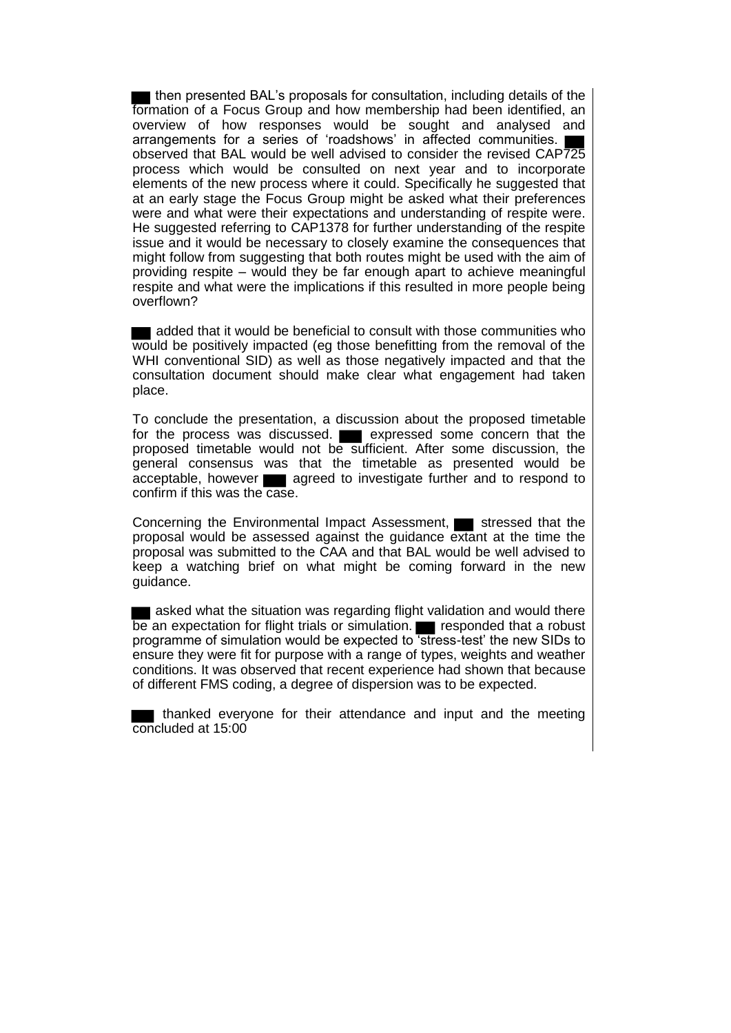■ then presented BAL's proposals for consultation, including details of the formation of a Focus Group and how membership had been identified, an overview of how responses would be sought and analysed and arrangements for a series of 'roadshows' in affected communities. ■ observed that BAL would be well advised to consider the revised CAP725 process which would be consulted on next year and to incorporate elements of the new process where it could. Specifically he suggested that at an early stage the Focus Group might be asked what their preferences were and what were their expectations and understanding of respite were. He suggested referring to CAP1378 for further understanding of the respite issue and it would be necessary to closely examine the consequences that might follow from suggesting that both routes might be used with the aim of providing respite – would they be far enough apart to achieve meaningful respite and what were the implications if this resulted in more people being overflown?

■ added that it would be beneficial to consult with those communities who would be positively impacted (eg those benefitting from the removal of the WHI conventional SID) as well as those negatively impacted and that the consultation document should make clear what engagement had taken place.

To conclude the presentation, a discussion about the proposed timetable for the process was discussed. ■ expressed some concern that the proposed timetable would not be sufficient. After some discussion, the general consensus was that the timetable as presented would be acceptable, however ■ agreed to investigate further and to respond to confirm if this was the case.

Concerning the Environmental Impact Assessment, ■ stressed that the proposal would be assessed against the guidance extant at the time the proposal was submitted to the CAA and that BAL would be well advised to keep a watching brief on what might be coming forward in the new guidance.

■ asked what the situation was regarding flight validation and would there be an expectation for flight trials or simulation. ■ responded that a robust programme of simulation would be expected to 'stress-test' the new SIDs to ensure they were fit for purpose with a range of types, weights and weather conditions. It was observed that recent experience had shown that because of different FMS coding, a degree of dispersion was to be expected.

■ thanked everyone for their attendance and input and the meeting concluded at 15:00